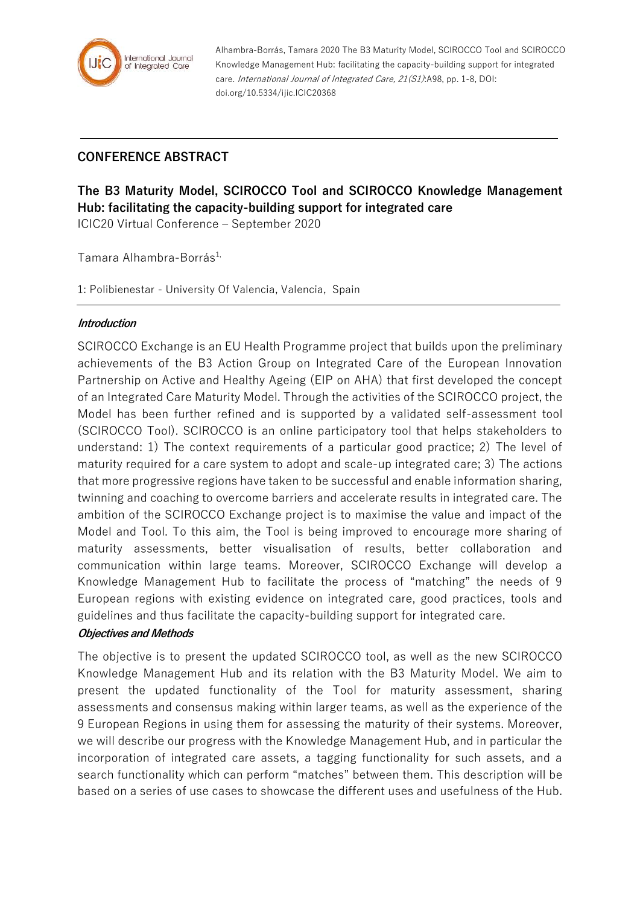Alhambra-Borrás, Tamara 2020 The B3 Maturity Model, SCIROCCO Tool and SCIROCCO Knowledge Management Hub: facilitating the capacity-building support for integrated care. *International Journal of Integrated Care, 21(S1)*:A98, pp. 1-8, DOI: doi.org/10.5334/ijic.ICIC20368

**CONFERENCE ABSTRACT**

# The B3 Maturity Model, SCIROCCO Tool and SCIROCCO Knowledge Management Hub: facilitating the capacity-building support for integrated care

ICIC20 Virtual Conference – September 2020

Tamara Alhambra-Borrás[1,]

1: Polibienestar - University Of Valencia, Valencia, Spain

## *Introduction*

SCIROCCO Exchange is an EU Health Programme project that builds upon the preliminary achievements of the B3 Action Group on Integrated Care of the European Innovation Partnership on Active and Healthy Ageing (EIP on AHA) that first developed the concept of an Integrated Care Maturity Model. Through the activities of the SCIROCCO project, the Model has been further refined and is supported by a validated self-assessment tool (SCIROCCO Tool). SCIROCCO is an online participatory tool that helps stakeholders to understand: 1) The context requirements of a particular good practice; 2) The level of maturity required for a care system to adopt and scale-up integrated care; 3) The actions that more progressive regions have taken to be successful and enable information sharing, twinning and coaching to overcome barriers and accelerate results in integrated care. The ambition of the SCIROCCO Exchange project is to maximise the value and impact of the Model and Tool. To this aim, the Tool is being improved to encourage more sharing of maturity assessments, better visualisation of results, better collaboration and communication within large teams. Moreover, SCIROCCO Exchange will develop a Knowledge Management Hub to facilitate the process of "matching" the needs of 9 European regions with existing evidence on integrated care, good practices, tools and guidelines and thus facilitate the capacity-building support for integrated care.

## *Objectives and Methods*

The objective is to present the updated SCIROCCO tool, as well as the new SCIROCCO Knowledge Management Hub and its relation with the B3 Maturity Model. We aim to present the updated functionality of the Tool for maturity assessment, sharing assessments and consensus making within larger teams, as well as the experience of the 9 European Regions in using them for assessing the maturity of their systems. Moreover, we will describe our progress with the Knowledge Management Hub, and in particular the incorporation of integrated care assets, a tagging functionality for such assets, and a search functionality which can perform "matches" between them. This description will be based on a series of use cases to showcase the different uses and usefulness of the Hub.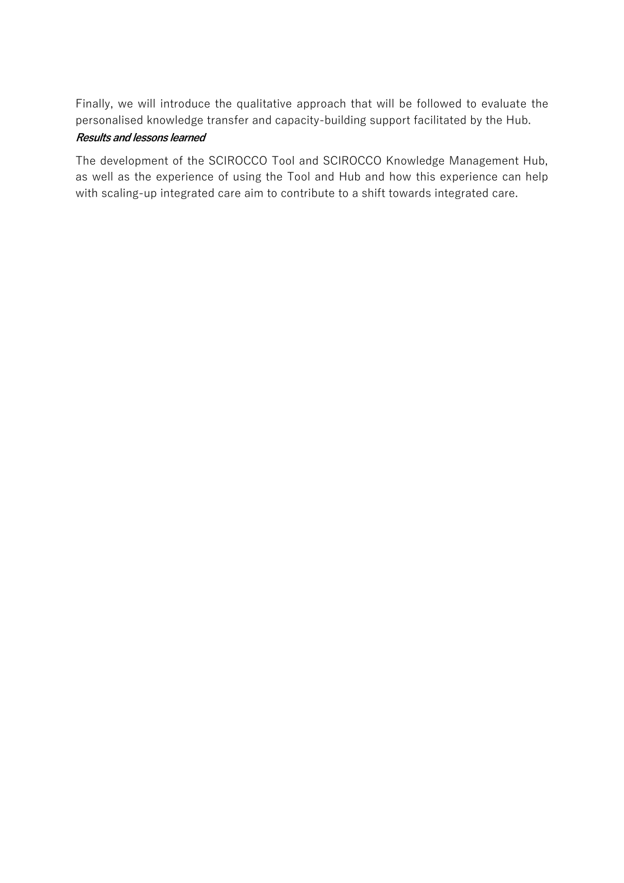Finally, we will introduce the qualitative approach that will be followed to evaluate the personalised knowledge transfer and capacity-building support facilitated by the Hub.

***Results and lessons learned***

The development of the SCIROCCO Tool and SCIROCCO Knowledge Management Hub, as well as the experience of using the Tool and Hub and how this experience can help with scaling-up integrated care aim to contribute to a shift towards integrated care.